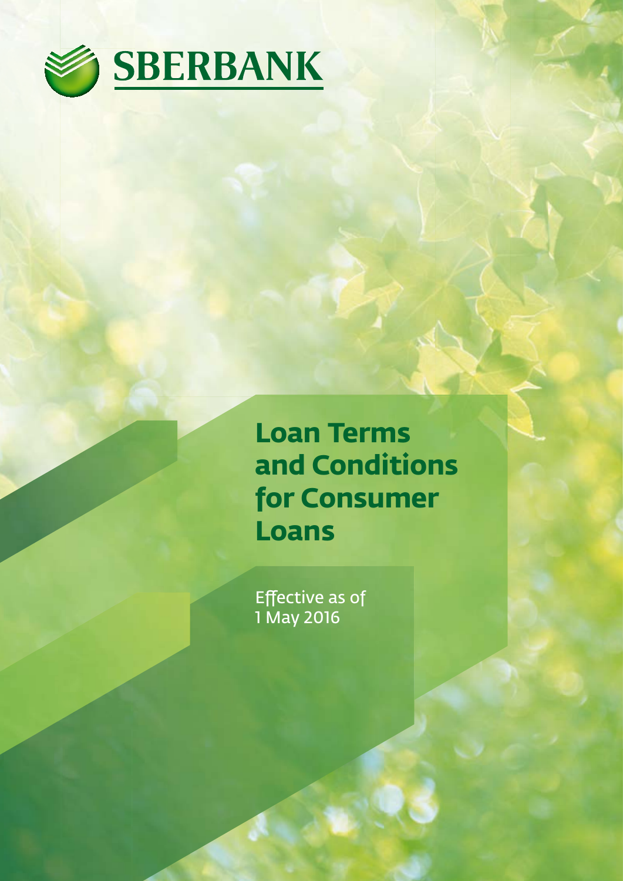SBERBANK

# Loan Terms and Conditions for Consumer Loans

Effective as of
1 May 2016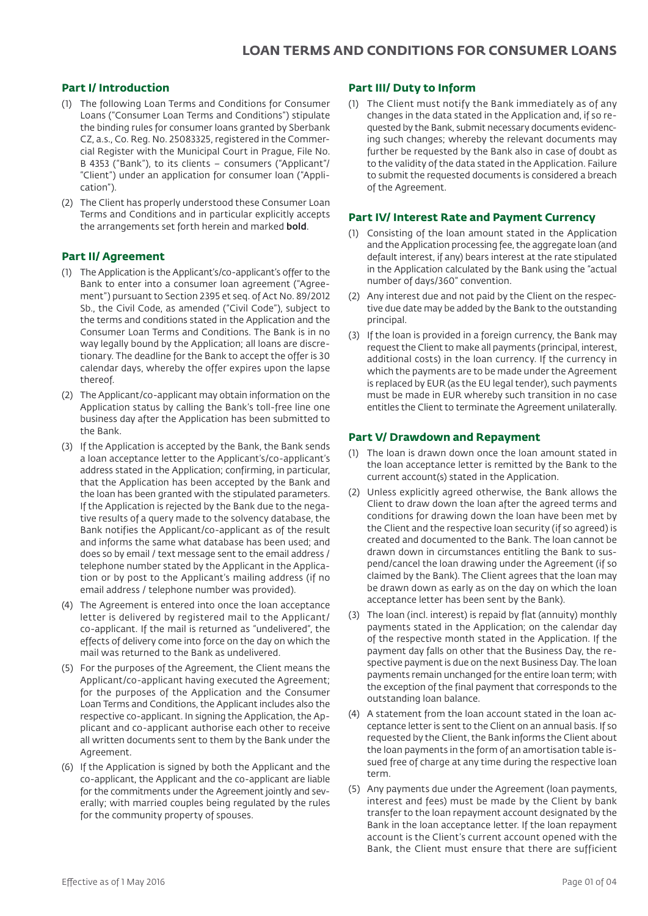# LOAN TERMS AND CONDITIONS FOR CONSUMER LOANS

## Part I/ Introduction

(1) The following Loan Terms and Conditions for Consumer Loans ("Consumer Loan Terms and Conditions") stipulate the binding rules for consumer loans granted by Sberbank CZ, a.s., Co. Reg. No. 25083325, registered in the Commercial Register with the Municipal Court in Prague, File No. B 4353 ("Bank"), to its clients – consumers ("Applicant"/ "Client") under an application for consumer loan ("Application").

(2) The Client has properly understood these Consumer Loan Terms and Conditions and in particular explicitly accepts the arrangements set forth herein and marked **bold**.

## Part II/ Agreement

(1) The Application is the Applicant's/co-applicant's offer to the Bank to enter into a consumer loan agreement ("Agreement") pursuant to Section 2395 et seq. of Act No. 89/2012 Sb., the Civil Code, as amended ("Civil Code"), subject to the terms and conditions stated in the Application and the Consumer Loan Terms and Conditions. The Bank is in no way legally bound by the Application; all loans are discretionary. The deadline for the Bank to accept the offer is 30 calendar days, whereby the offer expires upon the lapse thereof.

(2) The Applicant/co-applicant may obtain information on the Application status by calling the Bank's toll-free line one business day after the Application has been submitted to the Bank.

(3) If the Application is accepted by the Bank, the Bank sends a loan acceptance letter to the Applicant's/co-applicant's address stated in the Application; confirming, in particular, that the Application has been accepted by the Bank and the loan has been granted with the stipulated parameters. If the Application is rejected by the Bank due to the negative results of a query made to the solvency database, the Bank notifies the Applicant/co-applicant as of the result and informs the same what database has been used; and does so by email / text message sent to the email address / telephone number stated by the Applicant in the Application or by post to the Applicant's mailing address (if no email address / telephone number was provided).

(4) The Agreement is entered into once the loan acceptance letter is delivered by registered mail to the Applicant/ co-applicant. If the mail is returned as "undelivered", the effects of delivery come into force on the day on which the mail was returned to the Bank as undelivered.

(5) For the purposes of the Agreement, the Client means the Applicant/co-applicant having executed the Agreement; for the purposes of the Application and the Consumer Loan Terms and Conditions, the Applicant includes also the respective co-applicant. In signing the Application, the Applicant and co-applicant authorise each other to receive all written documents sent to them by the Bank under the Agreement.

(6) If the Application is signed by both the Applicant and the co-applicant, the Applicant and the co-applicant are liable for the commitments under the Agreement jointly and severally; with married couples being regulated by the rules for the community property of spouses.

## Part III/ Duty to Inform

(1) The Client must notify the Bank immediately as of any changes in the data stated in the Application and, if so requested by the Bank, submit necessary documents evidencing such changes; whereby the relevant documents may further be requested by the Bank also in case of doubt as to the validity of the data stated in the Application. Failure to submit the requested documents is considered a breach of the Agreement.

## Part IV/ Interest Rate and Payment Currency

(1) Consisting of the loan amount stated in the Application and the Application processing fee, the aggregate loan (and default interest, if any) bears interest at the rate stipulated in the Application calculated by the Bank using the "actual number of days/360" convention.

(2) Any interest due and not paid by the Client on the respective due date may be added by the Bank to the outstanding principal.

(3) If the loan is provided in a foreign currency, the Bank may request the Client to make all payments (principal, interest, additional costs) in the loan currency. If the currency in which the payments are to be made under the Agreement is replaced by EUR (as the EU legal tender), such payments must be made in EUR whereby such transition in no case entitles the Client to terminate the Agreement unilaterally.

## Part V/ Drawdown and Repayment

(1) The loan is drawn down once the loan amount stated in the loan acceptance letter is remitted by the Bank to the current account(s) stated in the Application.

(2) Unless explicitly agreed otherwise, the Bank allows the Client to draw down the loan after the agreed terms and conditions for drawing down the loan have been met by the Client and the respective loan security (if so agreed) is created and documented to the Bank. The loan cannot be drawn down in circumstances entitling the Bank to suspend/cancel the loan drawing under the Agreement (if so claimed by the Bank). The Client agrees that the loan may be drawn down as early as on the day on which the loan acceptance letter has been sent by the Bank).

(3) The loan (incl. interest) is repaid by flat (annuity) monthly payments stated in the Application; on the calendar day of the respective month stated in the Application. If the payment day falls on other that the Business Day, the respective payment is due on the next Business Day. The loan payments remain unchanged for the entire loan term; with the exception of the final payment that corresponds to the outstanding loan balance.

(4) A statement from the loan account stated in the loan acceptance letter is sent to the Client on an annual basis. If so requested by the Client, the Bank informs the Client about the loan payments in the form of an amortisation table issued free of charge at any time during the respective loan term.

(5) Any payments due under the Agreement (loan payments, interest and fees) must be made by the Client by bank transfer to the loan repayment account designated by the Bank in the loan acceptance letter. If the loan repayment account is the Client's current account opened with the Bank, the Client must ensure that there are sufficient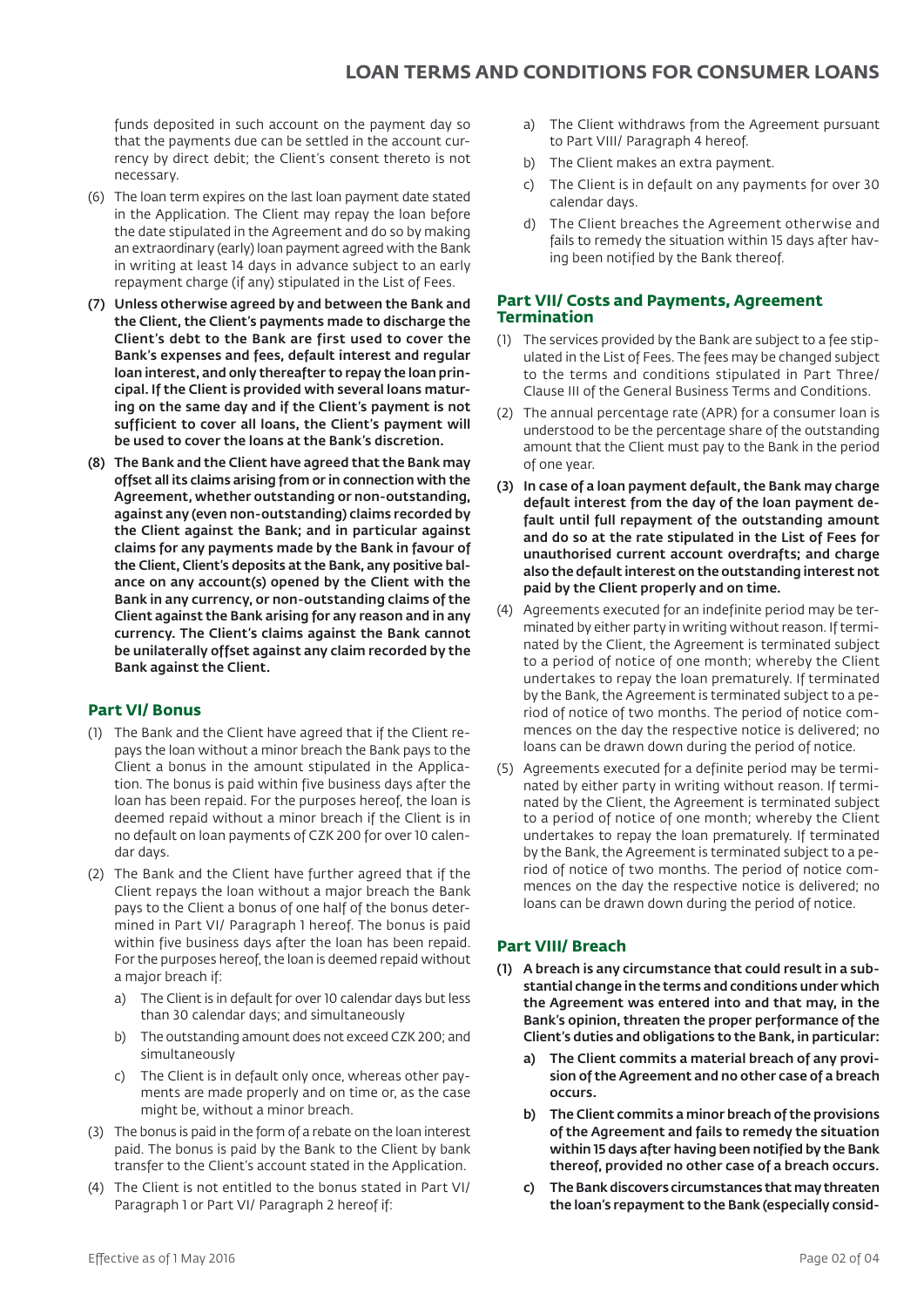funds deposited in such account on the payment day so that the payments due can be settled in the account currency by direct debit; the Client's consent thereto is not necessary.

(6) The loan term expires on the last loan payment date stated in the Application. The Client may repay the loan before the date stipulated in the Agreement and do so by making an extraordinary (early) loan payment agreed with the Bank in writing at least 14 days in advance subject to an early repayment charge (if any) stipulated in the List of Fees.

**(7) Unless otherwise agreed by and between the Bank and the Client, the Client's payments made to discharge the Client's debt to the Bank are first used to cover the Bank's expenses and fees, default interest and regular loan interest, and only thereafter to repay the loan principal. If the Client is provided with several loans maturing on the same day and if the Client's payment is not sufficient to cover all loans, the Client's payment will be used to cover the loans at the Bank's discretion.**

**(8) The Bank and the Client have agreed that the Bank may offset all its claims arising from or in connection with the Agreement, whether outstanding or non-outstanding, against any (even non-outstanding) claims recorded by the Client against the Bank; and in particular against claims for any payments made by the Bank in favour of the Client, Client's deposits at the Bank, any positive balance on any account(s) opened by the Client with the Bank in any currency, or non-outstanding claims of the Client against the Bank arising for any reason and in any currency. The Client's claims against the Bank cannot be unilaterally offset against any claim recorded by the Bank against the Client.**

## Part VI/ Bonus

(1) The Bank and the Client have agreed that if the Client repays the loan without a minor breach the Bank pays to the Client a bonus in the amount stipulated in the Application. The bonus is paid within five business days after the loan has been repaid. For the purposes hereof, the loan is deemed repaid without a minor breach if the Client is in no default on loan payments of CZK 200 for over 10 calendar days.

(2) The Bank and the Client have further agreed that if the Client repays the loan without a major breach the Bank pays to the Client a bonus of one half of the bonus determined in Part VI/ Paragraph 1 hereof. The bonus is paid within five business days after the loan has been repaid. For the purposes hereof, the loan is deemed repaid without a major breach if:

   a) The Client is in default for over 10 calendar days but less than 30 calendar days; and simultaneously
   b) The outstanding amount does not exceed CZK 200; and simultaneously
   c) The Client is in default only once, whereas other payments are made properly and on time or, as the case might be, without a minor breach.

(3) The bonus is paid in the form of a rebate on the loan interest paid. The bonus is paid by the Bank to the Client by bank transfer to the Client's account stated in the Application.

(4) The Client is not entitled to the bonus stated in Part VI/ Paragraph 1 or Part VI/ Paragraph 2 hereof if:

   a) The Client withdraws from the Agreement pursuant to Part VIII/ Paragraph 4 hereof.
   b) The Client makes an extra payment.
   c) The Client is in default on any payments for over 30 calendar days.
   d) The Client breaches the Agreement otherwise and fails to remedy the situation within 15 days after having been notified by the Bank thereof.

## Part VII/ Costs and Payments, Agreement Termination

(1) The services provided by the Bank are subject to a fee stipulated in the List of Fees. The fees may be changed subject to the terms and conditions stipulated in Part Three/ Clause III of the General Business Terms and Conditions.

(2) The annual percentage rate (APR) for a consumer loan is understood to be the percentage share of the outstanding amount that the Client must pay to the Bank in the period of one year.

**(3) In case of a loan payment default, the Bank may charge default interest from the day of the loan payment default until full repayment of the outstanding amount and do so at the rate stipulated in the List of Fees for unauthorised current account overdrafts; and charge also the default interest on the outstanding interest not paid by the Client properly and on time.**

(4) Agreements executed for an indefinite period may be terminated by either party in writing without reason. If terminated by the Client, the Agreement is terminated subject to a period of notice of one month; whereby the Client undertakes to repay the loan prematurely. If terminated by the Bank, the Agreement is terminated subject to a period of notice of two months. The period of notice commences on the day the respective notice is delivered; no loans can be drawn down during the period of notice.

(5) Agreements executed for a definite period may be terminated by either party in writing without reason. If terminated by the Client, the Agreement is terminated subject to a period of notice of one month; whereby the Client undertakes to repay the loan prematurely. If terminated by the Bank, the Agreement is terminated subject to a period of notice of two months. The period of notice commences on the day the respective notice is delivered; no loans can be drawn down during the period of notice.

## Part VIII/ Breach

**(1) A breach is any circumstance that could result in a substantial change in the terms and conditions under which the Agreement was entered into and that may, in the Bank's opinion, threaten the proper performance of the Client's duties and obligations to the Bank, in particular:**

   **a) The Client commits a material breach of any provision of the Agreement and no other case of a breach occurs.**
   **b) The Client commits a minor breach of the provisions of the Agreement and fails to remedy the situation within 15 days after having been notified by the Bank thereof, provided no other case of a breach occurs.**
   **c) The Bank discovers circumstances that may threaten the loan's repayment to the Bank (especially consid-**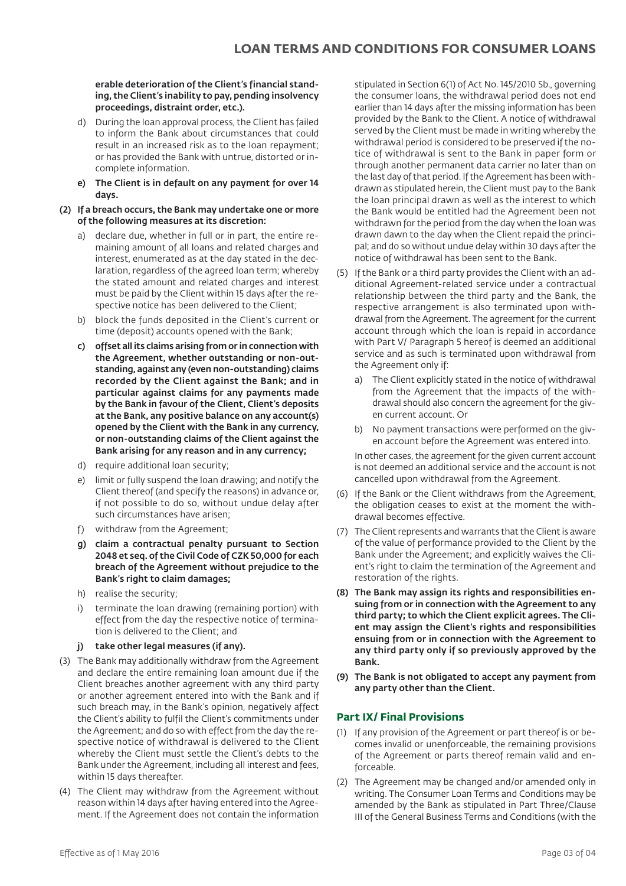**erable deterioration of the Client's financial standing, the Client's inability to pay, pending insolvency proceedings, distraint order, etc.).**

d) During the loan approval process, the Client has failed to inform the Bank about circumstances that could result in an increased risk as to the loan repayment; or has provided the Bank with untrue, distorted or incomplete information.

**e) The Client is in default on any payment for over 14 days.**

**(2) If a breach occurs, the Bank may undertake one or more of the following measures at its discretion:**

a) declare due, whether in full or in part, the entire remaining amount of all loans and related charges and interest, enumerated as at the day stated in the declaration, regardless of the agreed loan term; whereby the stated amount and related charges and interest must be paid by the Client within 15 days after the respective notice has been delivered to the Client;

b) block the funds deposited in the Client's current or time (deposit) accounts opened with the Bank;

**c) offset all its claims arising from or in connection with the Agreement, whether outstanding or non-outstanding, against any (even non-outstanding) claims recorded by the Client against the Bank; and in particular against claims for any payments made by the Bank in favour of the Client, Client's deposits at the Bank, any positive balance on any account(s) opened by the Client with the Bank in any currency, or non-outstanding claims of the Client against the Bank arising for any reason and in any currency;**

d) require additional loan security;

e) limit or fully suspend the loan drawing; and notify the Client thereof (and specify the reasons) in advance or, if not possible to do so, without undue delay after such circumstances have arisen;

f) withdraw from the Agreement;

**g) claim a contractual penalty pursuant to Section 2048 et seq. of the Civil Code of CZK 50,000 for each breach of the Agreement without prejudice to the Bank's right to claim damages;**

h) realise the security;

i) terminate the loan drawing (remaining portion) with effect from the day the respective notice of termination is delivered to the Client; and

**j) take other legal measures (if any).**

(3) The Bank may additionally withdraw from the Agreement and declare the entire remaining loan amount due if the Client breaches another agreement with any third party or another agreement entered into with the Bank and if such breach may, in the Bank's opinion, negatively affect the Client's ability to fulfil the Client's commitments under the Agreement; and do so with effect from the day the respective notice of withdrawal is delivered to the Client whereby the Client must settle the Client's debts to the Bank under the Agreement, including all interest and fees, within 15 days thereafter.

(4) The Client may withdraw from the Agreement without reason within 14 days after having entered into the Agreement. If the Agreement does not contain the information stipulated in Section 6(1) of Act No. 145/2010 Sb., governing the consumer loans, the withdrawal period does not end earlier than 14 days after the missing information has been provided by the Bank to the Client. A notice of withdrawal served by the Client must be made in writing whereby the withdrawal period is considered to be preserved if the notice of withdrawal is sent to the Bank in paper form or through another permanent data carrier no later than on the last day of that period. If the Agreement has been withdrawn as stipulated herein, the Client must pay to the Bank the loan principal drawn as well as the interest to which the Bank would be entitled had the Agreement been not withdrawn for the period from the day when the loan was drawn dawn to the day when the Client repaid the principal; and do so without undue delay within 30 days after the notice of withdrawal has been sent to the Bank.

(5) If the Bank or a third party provides the Client with an additional Agreement-related service under a contractual relationship between the third party and the Bank, the respective arrangement is also terminated upon withdrawal from the Agreement. The agreement for the current account through which the loan is repaid in accordance with Part V/ Paragraph 5 hereof is deemed an additional service and as such is terminated upon withdrawal from the Agreement only if:

a) The Client explicitly stated in the notice of withdrawal from the Agreement that the impacts of the withdrawal should also concern the agreement for the given current account. Or

b) No payment transactions were performed on the given account before the Agreement was entered into.

In other cases, the agreement for the given current account is not deemed an additional service and the account is not cancelled upon withdrawal from the Agreement.

(6) If the Bank or the Client withdraws from the Agreement, the obligation ceases to exist at the moment the withdrawal becomes effective.

(7) The Client represents and warrants that the Client is aware of the value of performance provided to the Client by the Bank under the Agreement; and explicitly waives the Client's right to claim the termination of the Agreement and restoration of the rights.

**(8) The Bank may assign its rights and responsibilities ensuing from or in connection with the Agreement to any third party; to which the Client explicit agrees. The Client may assign the Client's rights and responsibilities ensuing from or in connection with the Agreement to any third party only if so previously approved by the Bank.**

**(9) The Bank is not obligated to accept any payment from any party other than the Client.**

## Part IX/ Final Provisions

(1) If any provision of the Agreement or part thereof is or becomes invalid or unenforceable, the remaining provisions of the Agreement or parts thereof remain valid and enforceable.

(2) The Agreement may be changed and/or amended only in writing. The Consumer Loan Terms and Conditions may be amended by the Bank as stipulated in Part Three/Clause III of the General Business Terms and Conditions (with the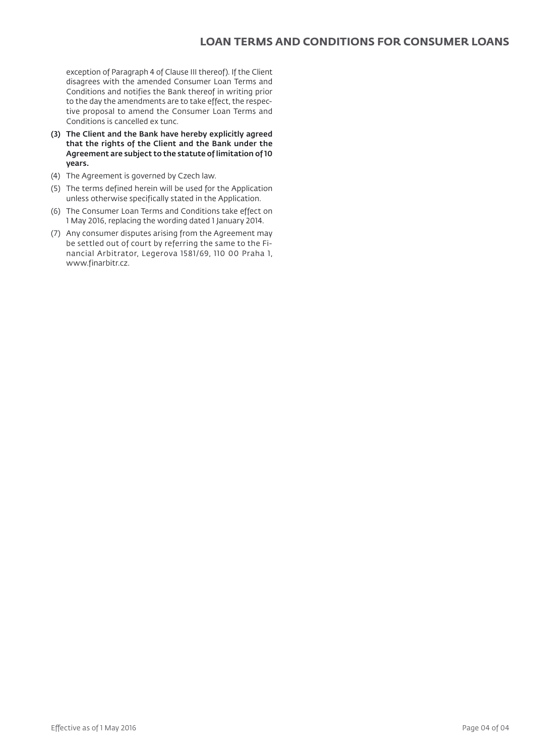exception of Paragraph 4 of Clause III thereof). If the Client disagrees with the amended Consumer Loan Terms and Conditions and notifies the Bank thereof in writing prior to the day the amendments are to take effect, the respective proposal to amend the Consumer Loan Terms and Conditions is cancelled ex tunc.

(3) **The Client and the Bank have hereby explicitly agreed that the rights of the Client and the Bank under the Agreement are subject to the statute of limitation of 10 years.**

(4) The Agreement is governed by Czech law.

(5) The terms defined herein will be used for the Application unless otherwise specifically stated in the Application.

(6) The Consumer Loan Terms and Conditions take effect on 1 May 2016, replacing the wording dated 1 January 2014.

(7) Any consumer disputes arising from the Agreement may be settled out of court by referring the same to the Financial Arbitrator, Legerova 1581/69, 110 00 Praha 1, www.finarbitr.cz.